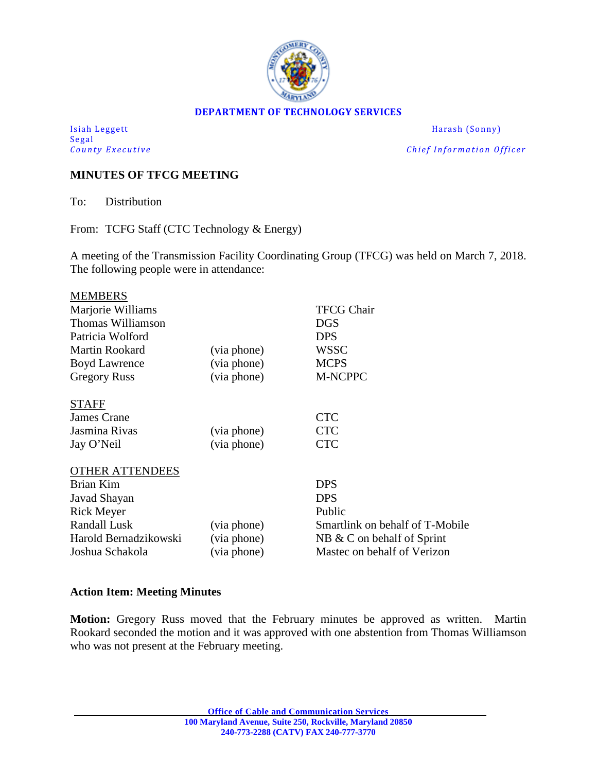**DEPARTMENT OF TECHNOLOGY SERVICES**

Isiah Leggett
*County Executive*

Harash (Sonny) Segal
*Chief Information Officer*

## MINUTES OF TFCG MEETING

To: Distribution

From: TCFG Staff (CTC Technology & Energy)

A meeting of the Transmission Facility Coordinating Group (TFCG) was held on March 7, 2018. The following people were in attendance:

| MEMBERS | | |
|---|---|---|
| Marjorie Williams | | TFCG Chair |
| Thomas Williamson | | DGS |
| Patricia Wolford | | DPS |
| Martin Rookard | (via phone) | WSSC |
| Boyd Lawrence | (via phone) | MCPS |
| Gregory Russ | (via phone) | M-NCPPC |
| **STAFF** | | |
| James Crane | | CTC |
| Jasmina Rivas | (via phone) | CTC |
| Jay O'Neil | (via phone) | CTC |
| **OTHER ATTENDEES** | | |
| Brian Kim | | DPS |
| Javad Shayan | | DPS |
| Rick Meyer | | Public |
| Randall Lusk | (via phone) | Smartlink on behalf of T-Mobile |
| Harold Bernadzikowski | (via phone) | NB & C on behalf of Sprint |
| Joshua Schakola | (via phone) | Mastec on behalf of Verizon |

### Action Item: Meeting Minutes

**Motion:** Gregory Russ moved that the February minutes be approved as written. Martin Rookard seconded the motion and it was approved with one abstention from Thomas Williamson who was not present at the February meeting.

Office of Cable and Communication Services
100 Maryland Avenue, Suite 250, Rockville, Maryland 20850
240-773-2288 (CATV) FAX 240-777-3770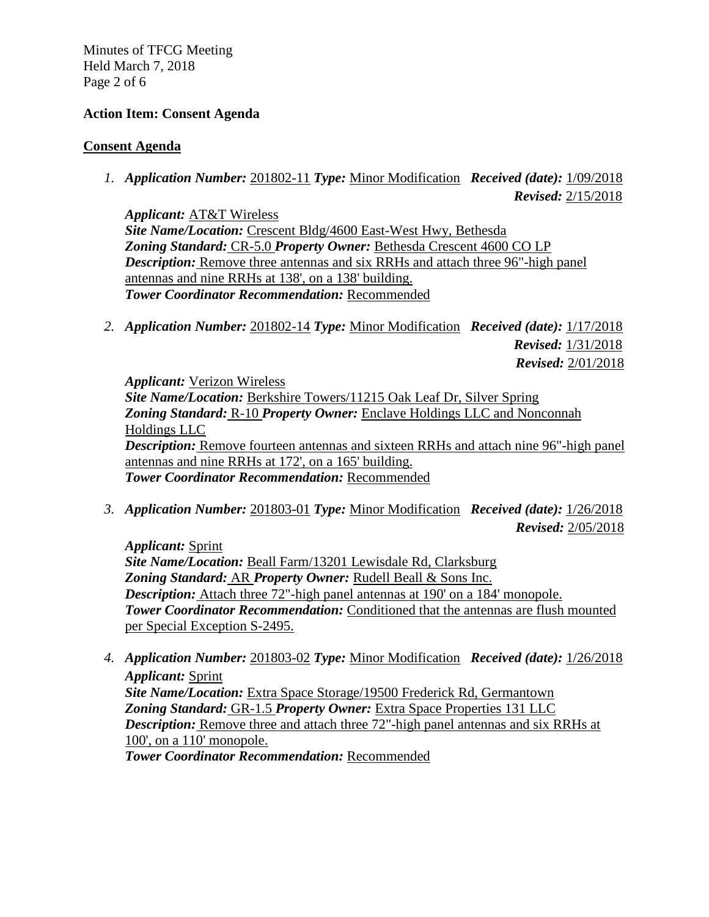**Action Item: Consent Agenda**

**Consent Agenda**

1. ***Application Number:*** 201802-11 ***Type:*** Minor Modification ***Received (date):*** 1/09/2018
***Revised:*** 2/15/2018
***Applicant:*** AT&T Wireless
***Site Name/Location:*** Crescent Bldg/4600 East-West Hwy, Bethesda
***Zoning Standard:*** CR-5.0 ***Property Owner:*** Bethesda Crescent 4600 CO LP
***Description:*** Remove three antennas and six RRHs and attach three 96"-high panel antennas and nine RRHs at 138', on a 138' building.
***Tower Coordinator Recommendation:*** Recommended

2. ***Application Number:*** 201802-14 ***Type:*** Minor Modification ***Received (date):*** 1/17/2018
***Revised:*** 1/31/2018
***Revised:*** 2/01/2018
***Applicant:*** Verizon Wireless
***Site Name/Location:*** Berkshire Towers/11215 Oak Leaf Dr, Silver Spring
***Zoning Standard:*** R-10 ***Property Owner:*** Enclave Holdings LLC and Nonconnah Holdings LLC
***Description:*** Remove fourteen antennas and sixteen RRHs and attach nine 96"-high panel antennas and nine RRHs at 172', on a 165' building.
***Tower Coordinator Recommendation:*** Recommended

3. ***Application Number:*** 201803-01 ***Type:*** Minor Modification ***Received (date):*** 1/26/2018
***Revised:*** 2/05/2018
***Applicant:*** Sprint
***Site Name/Location:*** Beall Farm/13201 Lewisdale Rd, Clarksburg
***Zoning Standard:*** AR ***Property Owner:*** Rudell Beall & Sons Inc.
***Description:*** Attach three 72"-high panel antennas at 190' on a 184' monopole.
***Tower Coordinator Recommendation:*** Conditioned that the antennas are flush mounted per Special Exception S-2495.

4. ***Application Number:*** 201803-02 ***Type:*** Minor Modification ***Received (date):*** 1/26/2018
***Applicant:*** Sprint
***Site Name/Location:*** Extra Space Storage/19500 Frederick Rd, Germantown
***Zoning Standard:*** GR-1.5 ***Property Owner:*** Extra Space Properties 131 LLC
***Description:*** Remove three and attach three 72"-high panel antennas and six RRHs at 100', on a 110' monopole.
***Tower Coordinator Recommendation:*** Recommended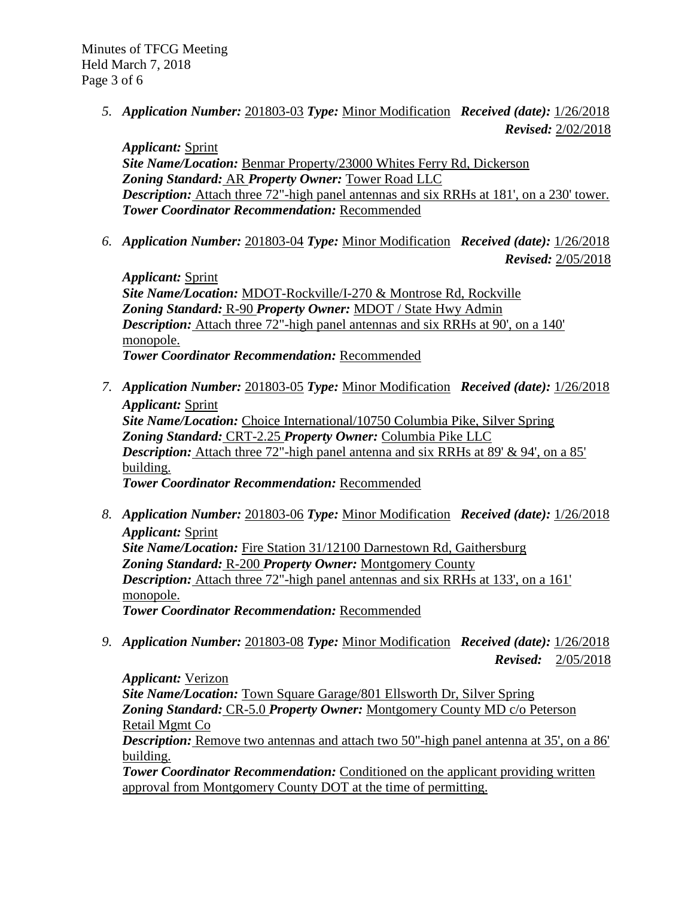5. ***Application Number:*** 201803-03 ***Type:*** Minor Modification ***Received (date):*** 1/26/2018
   ***Revised:*** 2/02/2018

   ***Applicant:*** Sprint
   ***Site Name/Location:*** Benmar Property/23000 Whites Ferry Rd, Dickerson
   ***Zoning Standard:*** AR ***Property Owner:*** Tower Road LLC
   ***Description:*** Attach three 72"-high panel antennas and six RRHs at 181', on a 230' tower.
   ***Tower Coordinator Recommendation:*** Recommended

6. ***Application Number:*** 201803-04 ***Type:*** Minor Modification ***Received (date):*** 1/26/2018
   ***Revised:*** 2/05/2018

   ***Applicant:*** Sprint
   ***Site Name/Location:*** MDOT-Rockville/I-270 & Montrose Rd, Rockville
   ***Zoning Standard:*** R-90 ***Property Owner:*** MDOT / State Hwy Admin
   ***Description:*** Attach three 72"-high panel antennas and six RRHs at 90', on a 140' monopole.
   ***Tower Coordinator Recommendation:*** Recommended

7. ***Application Number:*** 201803-05 ***Type:*** Minor Modification ***Received (date):*** 1/26/2018
   ***Applicant:*** Sprint
   ***Site Name/Location:*** Choice International/10750 Columbia Pike, Silver Spring
   ***Zoning Standard:*** CRT-2.25 ***Property Owner:*** Columbia Pike LLC
   ***Description:*** Attach three 72"-high panel antenna and six RRHs at 89' & 94', on a 85' building.
   ***Tower Coordinator Recommendation:*** Recommended

8. ***Application Number:*** 201803-06 ***Type:*** Minor Modification ***Received (date):*** 1/26/2018
   ***Applicant:*** Sprint
   ***Site Name/Location:*** Fire Station 31/12100 Darnestown Rd, Gaithersburg
   ***Zoning Standard:*** R-200 ***Property Owner:*** Montgomery County
   ***Description:*** Attach three 72"-high panel antennas and six RRHs at 133', on a 161' monopole.
   ***Tower Coordinator Recommendation:*** Recommended

9. ***Application Number:*** 201803-08 ***Type:*** Minor Modification ***Received (date):*** 1/26/2018
   ***Revised:*** 2/05/2018

   ***Applicant:*** Verizon
   ***Site Name/Location:*** Town Square Garage/801 Ellsworth Dr, Silver Spring
   ***Zoning Standard:*** CR-5.0 ***Property Owner:*** Montgomery County MD c/o Peterson Retail Mgmt Co
   ***Description:*** Remove two antennas and attach two 50"-high panel antenna at 35', on a 86' building.
   ***Tower Coordinator Recommendation:*** Conditioned on the applicant providing written approval from Montgomery County DOT at the time of permitting.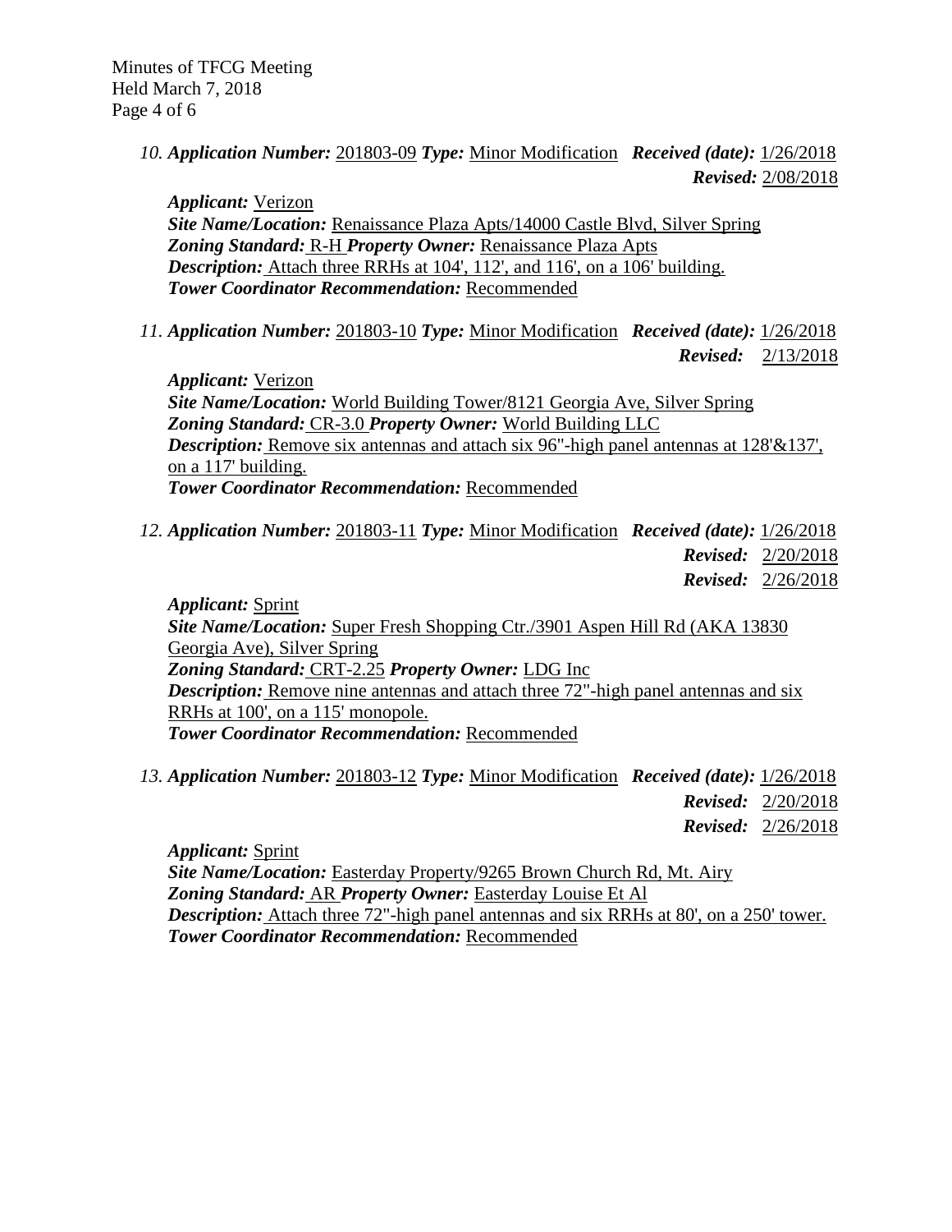*10.* ***Application Number:*** 201803-09 ***Type:*** Minor Modification ***Received (date):*** 1/26/2018
***Revised:*** 2/08/2018

***Applicant:*** Verizon
***Site Name/Location:*** Renaissance Plaza Apts/14000 Castle Blvd, Silver Spring
***Zoning Standard:*** R-H ***Property Owner:*** Renaissance Plaza Apts
***Description:*** Attach three RRHs at 104', 112', and 116', on a 106' building.
***Tower Coordinator Recommendation:*** Recommended

*11.* ***Application Number:*** 201803-10 ***Type:*** Minor Modification ***Received (date):*** 1/26/2018
***Revised:*** 2/13/2018

***Applicant:*** Verizon
***Site Name/Location:*** World Building Tower/8121 Georgia Ave, Silver Spring
***Zoning Standard:*** CR-3.0 ***Property Owner:*** World Building LLC
***Description:*** Remove six antennas and attach six 96"-high panel antennas at 128'&137', on a 117' building.
***Tower Coordinator Recommendation:*** Recommended

*12.* ***Application Number:*** 201803-11 ***Type:*** Minor Modification ***Received (date):*** 1/26/2018
***Revised:*** 2/20/2018
***Revised:*** 2/26/2018

***Applicant:*** Sprint
***Site Name/Location:*** Super Fresh Shopping Ctr./3901 Aspen Hill Rd (AKA 13830 Georgia Ave), Silver Spring
***Zoning Standard:*** CRT-2.25 ***Property Owner:*** LDG Inc
***Description:*** Remove nine antennas and attach three 72"-high panel antennas and six RRHs at 100', on a 115' monopole.
***Tower Coordinator Recommendation:*** Recommended

*13.* ***Application Number:*** 201803-12 ***Type:*** Minor Modification ***Received (date):*** 1/26/2018
***Revised:*** 2/20/2018
***Revised:*** 2/26/2018

***Applicant:*** Sprint
***Site Name/Location:*** Easterday Property/9265 Brown Church Rd, Mt. Airy
***Zoning Standard:*** AR ***Property Owner:*** Easterday Louise Et Al
***Description:*** Attach three 72"-high panel antennas and six RRHs at 80', on a 250' tower.
***Tower Coordinator Recommendation:*** Recommended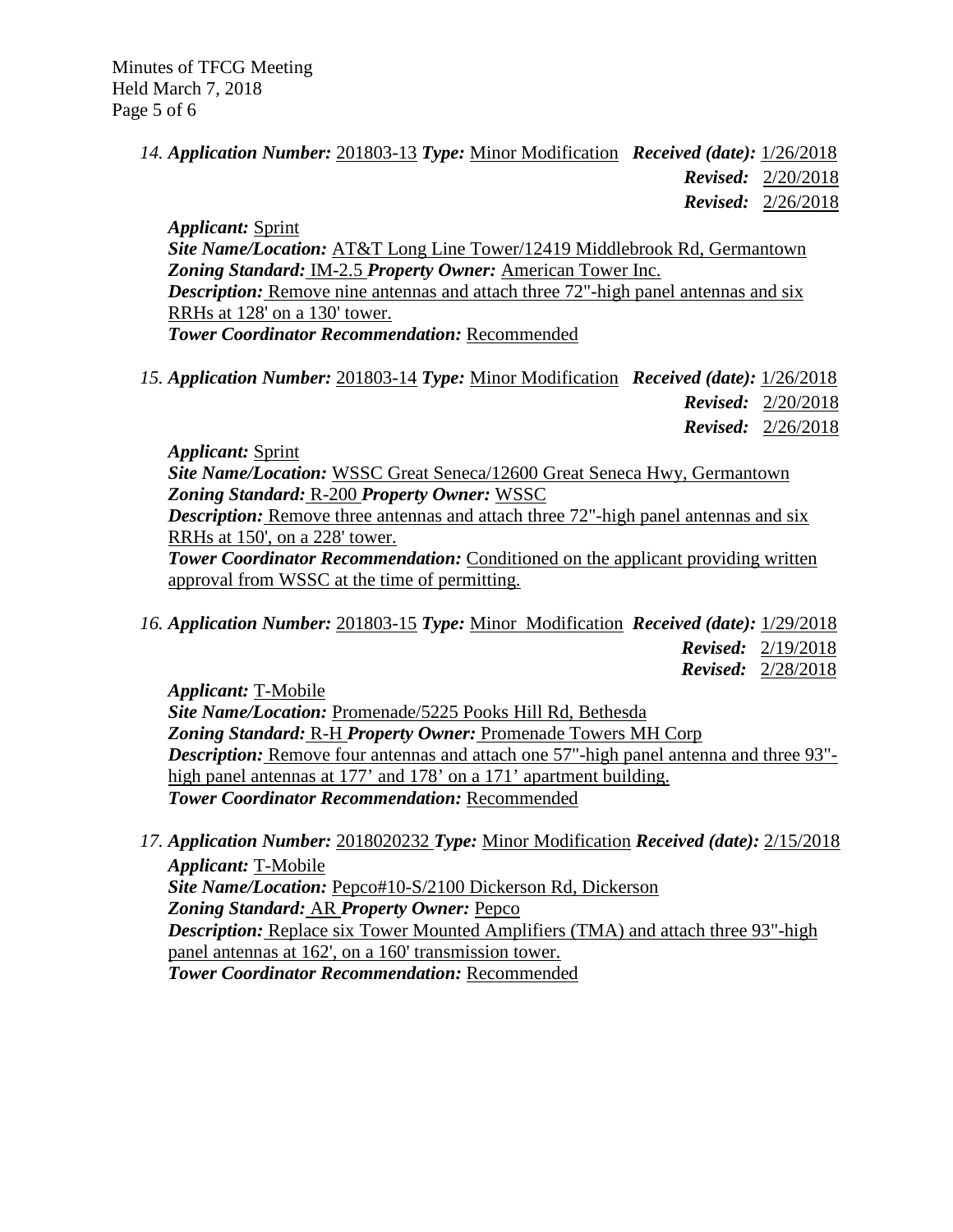14. ***Application Number:*** 201803-13 ***Type:*** Minor Modification ***Received (date):*** 1/26/2018
***Revised:*** 2/20/2018
***Revised:*** 2/26/2018

***Applicant:*** Sprint
***Site Name/Location:*** AT&T Long Line Tower/12419 Middlebrook Rd, Germantown
***Zoning Standard:*** IM-2.5 ***Property Owner:*** American Tower Inc.
***Description:*** Remove nine antennas and attach three 72"-high panel antennas and six RRHs at 128' on a 130' tower.
***Tower Coordinator Recommendation:*** Recommended

15. ***Application Number:*** 201803-14 ***Type:*** Minor Modification ***Received (date):*** 1/26/2018
***Revised:*** 2/20/2018
***Revised:*** 2/26/2018

***Applicant:*** Sprint
***Site Name/Location:*** WSSC Great Seneca/12600 Great Seneca Hwy, Germantown
***Zoning Standard:*** R-200 ***Property Owner:*** WSSC
***Description:*** Remove three antennas and attach three 72"-high panel antennas and six RRHs at 150', on a 228' tower.
***Tower Coordinator Recommendation:*** Conditioned on the applicant providing written approval from WSSC at the time of permitting.

16. ***Application Number:*** 201803-15 ***Type:*** Minor Modification ***Received (date):*** 1/29/2018
***Revised:*** 2/19/2018
***Revised:*** 2/28/2018

***Applicant:*** T-Mobile
***Site Name/Location:*** Promenade/5225 Pooks Hill Rd, Bethesda
***Zoning Standard:*** R-H ***Property Owner:*** Promenade Towers MH Corp
***Description:*** Remove four antennas and attach one 57"-high panel antenna and three 93"-high panel antennas at 177' and 178' on a 171' apartment building.
***Tower Coordinator Recommendation:*** Recommended

17. ***Application Number:*** 2018020232 ***Type:*** Minor Modification ***Received (date):*** 2/15/2018
***Applicant:*** T-Mobile
***Site Name/Location:*** Pepco#10-S/2100 Dickerson Rd, Dickerson
***Zoning Standard:*** AR ***Property Owner:*** Pepco
***Description:*** Replace six Tower Mounted Amplifiers (TMA) and attach three 93"-high panel antennas at 162', on a 160' transmission tower.
***Tower Coordinator Recommendation:*** Recommended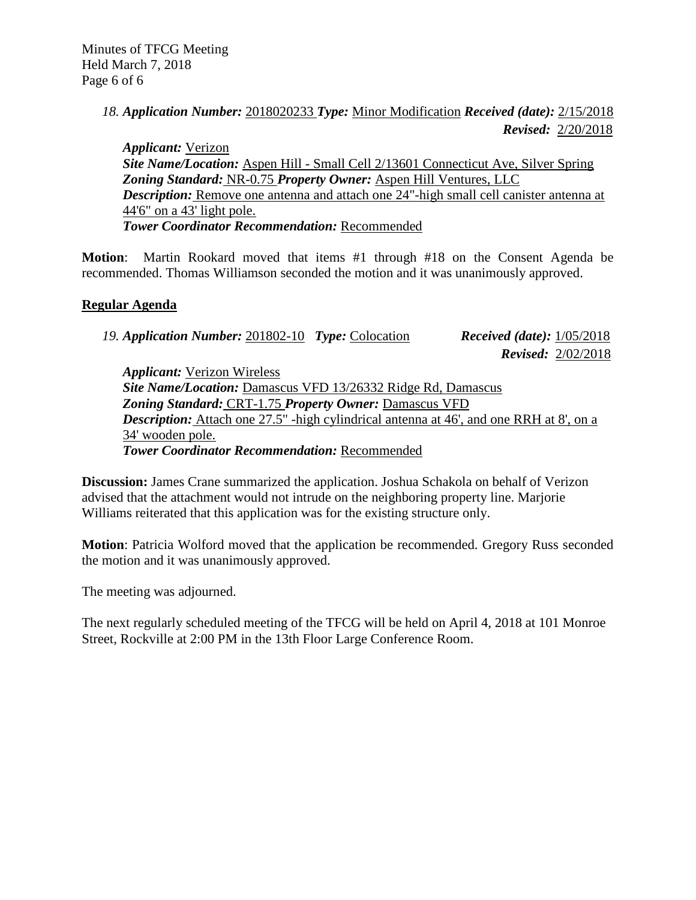*18. **Application Number:*** 2018020233 ***Type:*** Minor Modification ***Received (date):*** 2/15/2018
***Revised:*** 2/20/2018

***Applicant:*** Verizon
***Site Name/Location:*** Aspen Hill - Small Cell 2/13601 Connecticut Ave, Silver Spring
***Zoning Standard:*** NR-0.75 ***Property Owner:*** Aspen Hill Ventures, LLC
***Description:*** Remove one antenna and attach one 24"-high small cell canister antenna at 44'6" on a 43' light pole.
***Tower Coordinator Recommendation:*** Recommended

**Motion**: Martin Rookard moved that items #1 through #18 on the Consent Agenda be recommended. Thomas Williamson seconded the motion and it was unanimously approved.

## Regular Agenda

*19. **Application Number:*** 201802-10 ***Type:*** Colocation ***Received (date):*** 1/05/2018
***Revised:*** 2/02/2018

***Applicant:*** Verizon Wireless
***Site Name/Location:*** Damascus VFD 13/26332 Ridge Rd, Damascus
***Zoning Standard:*** CRT-1.75 ***Property Owner:*** Damascus VFD
***Description:*** Attach one 27.5" -high cylindrical antenna at 46', and one RRH at 8', on a 34' wooden pole.
***Tower Coordinator Recommendation:*** Recommended

**Discussion:** James Crane summarized the application. Joshua Schakola on behalf of Verizon advised that the attachment would not intrude on the neighboring property line. Marjorie Williams reiterated that this application was for the existing structure only.

**Motion**: Patricia Wolford moved that the application be recommended. Gregory Russ seconded the motion and it was unanimously approved.

The meeting was adjourned.

The next regularly scheduled meeting of the TFCG will be held on April 4, 2018 at 101 Monroe Street, Rockville at 2:00 PM in the 13th Floor Large Conference Room.